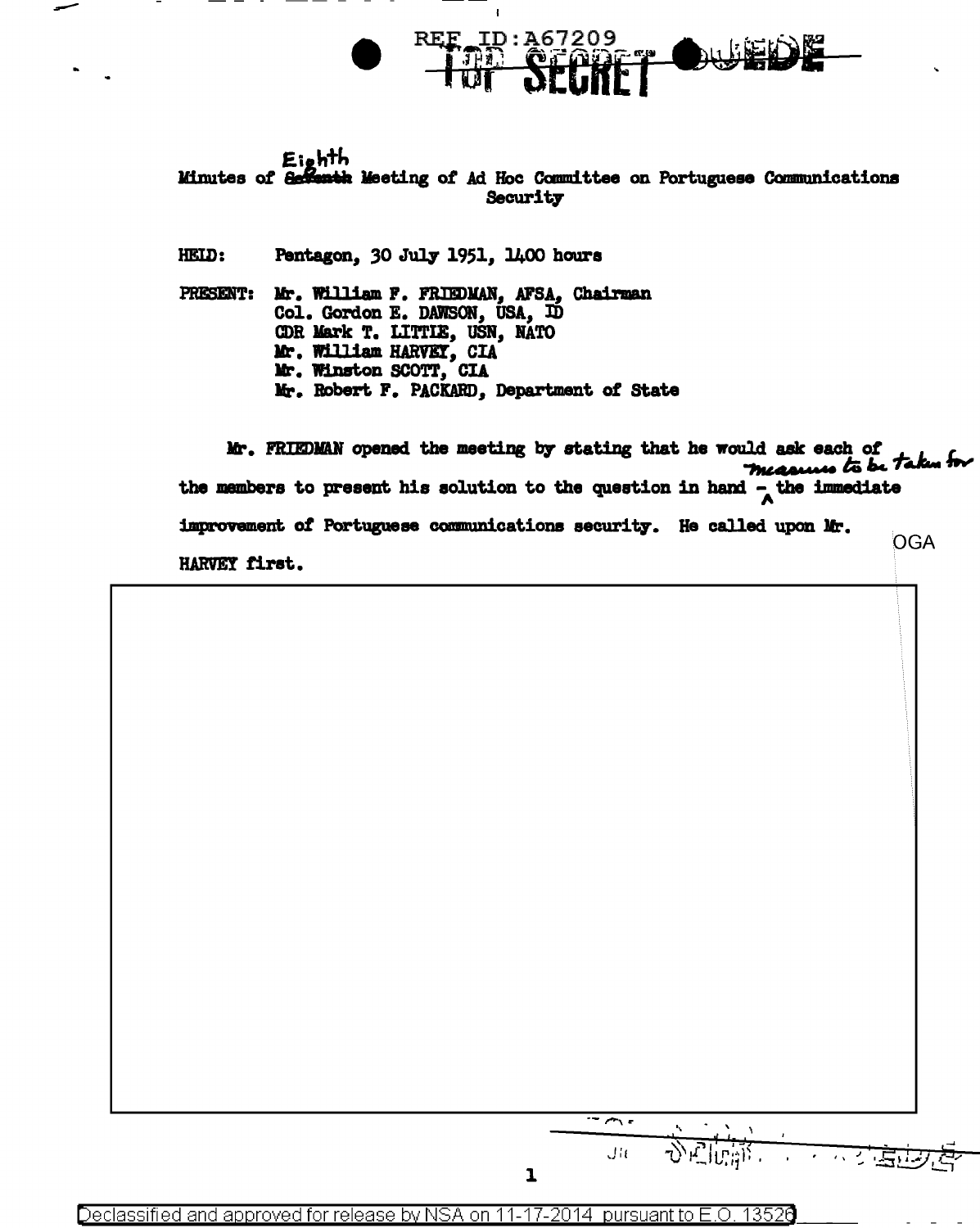REF ID:A67209

TOP SECRET SUEDE

Minutes of Eighth Meeting of Ad Hoc Committee on Portuguese Communications Security

HELD: Pentagon, 30 July 1951, 1400 hours

PRESENT: Mr. William F. FRIEDMAN, AFSA, Chairman
Col. Gordon E. DAWSON, USA, ID
CDR Mark T. LITTLE, USN, NATO
Mr. William HARVEY, CIA
Mr. Winston SCOTT, CIA
Mr. Robert F. PACKARD, Department of State

Mr. FRIEDMAN opened the meeting by stating that he would ask each of the members to present his solution to the question in hand – measures to be taken for the immediate improvement of Portuguese communications security. He called upon Mr. HARVEY first.

OGA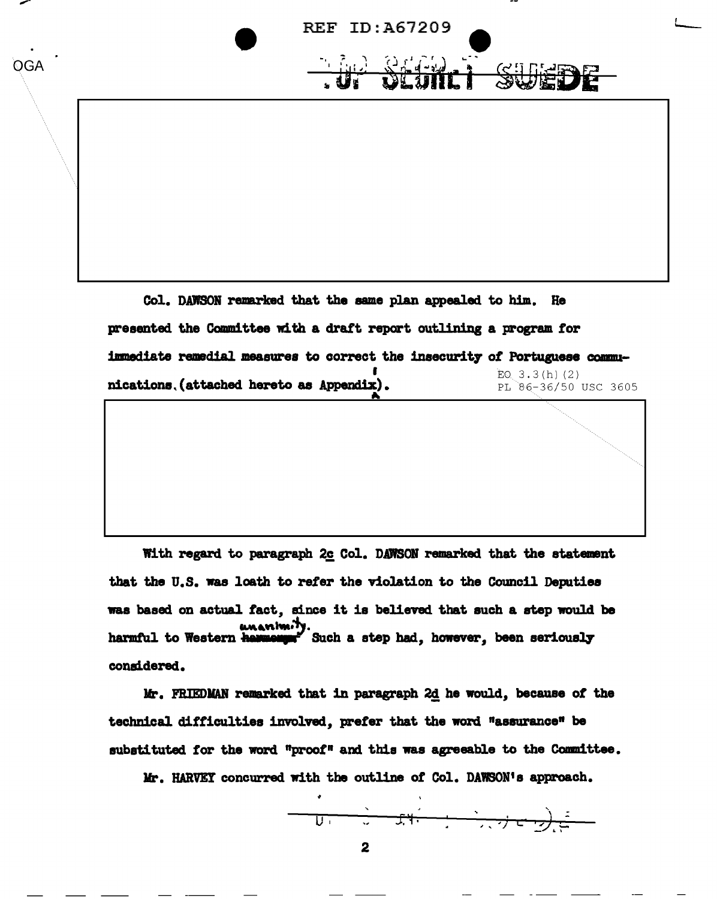Col. DAWSON remarked that the same plan appealed to him. He presented the Committee with a draft report outlining a program for immediate remedial measures to correct the insecurity of Portuguese communications (attached hereto as Appendix).

EO 3.3(h)(2)
PL 86-36/50 USC 3605

With regard to paragraph 2c Col. DAWSON remarked that the statement that the U.S. was loath to refer the violation to the Council Deputies was based on actual fact, since it is believed that such a step would be harmful to Western unanimity. Such a step had, however, been seriously considered.

Mr. FRIEDMAN remarked that in paragraph 2d he would, because of the technical difficulties involved, prefer that the word "assurance" be substituted for the word "proof" and this was agreeable to the Committee.

Mr. HARVEY concurred with the outline of Col. DAWSON's approach.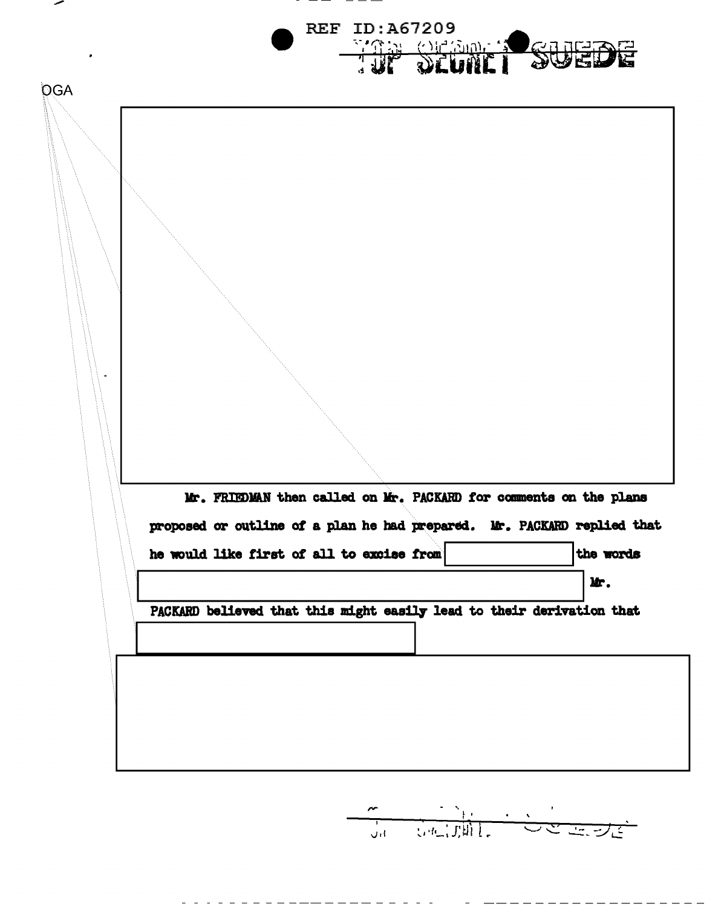REF ID:A67209

TOP SECRET SUEDE

OGA

Mr. FRIEDMAN then called on Mr. PACKARD for comments on the plans proposed or outline of a plan he had prepared. Mr. PACKARD replied that he would like first of all to excise from [ ] the words [ ] Mr. PACKARD believed that this might easily lead to their derivation that [ ]

TOP SECRET SUEDE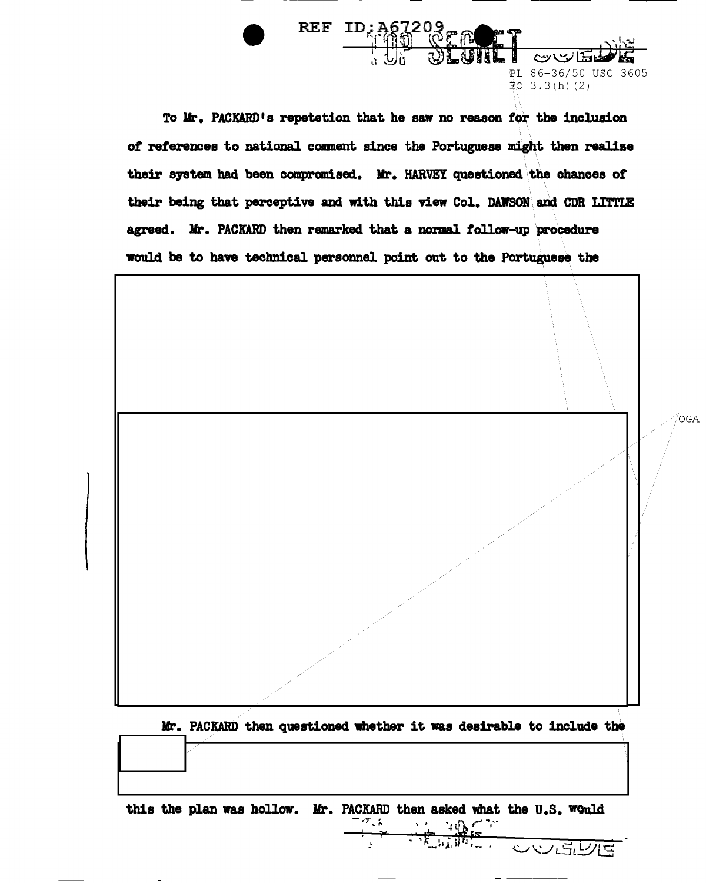To Mr. PACKARD's repetetion that he saw no reason for the inclusion of references to national comment since the Portuguese might then realize their system had been compromised. Mr. HARVEY questioned the chances of their being that perceptive and with this view Col. DAWSON and CDR LITTLE agreed. Mr. PACKARD then remarked that a normal follow-up procedure would be to have technical personnel point out to the Portuguese the

Mr. PACKARD then questioned whether it was desirable to include the

this the plan was hollow. Mr. PACKARD then asked what the U.S. would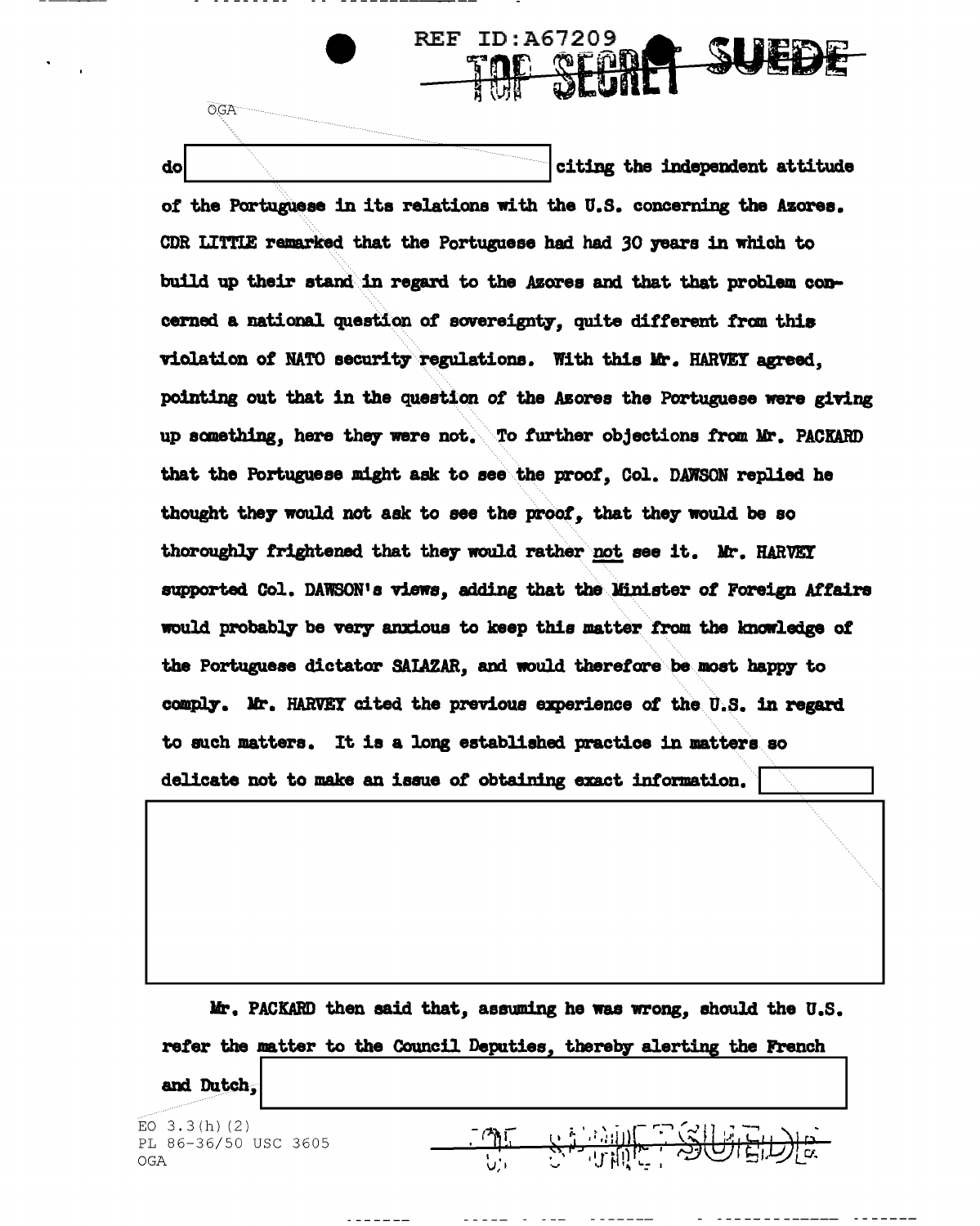do [redacted] citing the independent attitude of the Portuguese in its relations with the U.S. concerning the Azores. CDR LITTLE remarked that the Portuguese had had 30 years in which to build up their stand in regard to the Azores and that that problem concerned a national question of sovereignty, quite different from this violation of NATO security regulations. With this Mr. HARVEY agreed, pointing out that in the question of the Azores the Portuguese were giving up something, here they were not. To further objections from Mr. PACKARD that the Portuguese might ask to see the proof, Col. DAWSON replied he thought they would not ask to see the proof, that they would be so thoroughly frightened that they would rather not see it. Mr. HARVEY supported Col. DAWSON's views, adding that the Minister of Foreign Affairs would probably be very anxious to keep this matter from the knowledge of the Portuguese dictator SALAZAR, and would therefore be most happy to comply. Mr. HARVEY cited the previous experience of the U.S. in regard to such matters. It is a long established practice in matters so delicate not to make an issue of obtaining exact information. [redacted]

[redacted]

Mr. PACKARD then said that, assuming he was wrong, should the U.S. refer the matter to the Council Deputies, thereby alerting the French and Dutch, [redacted]

EO 3.3(h)(2)
PL 86-36/50 USC 3605
OGA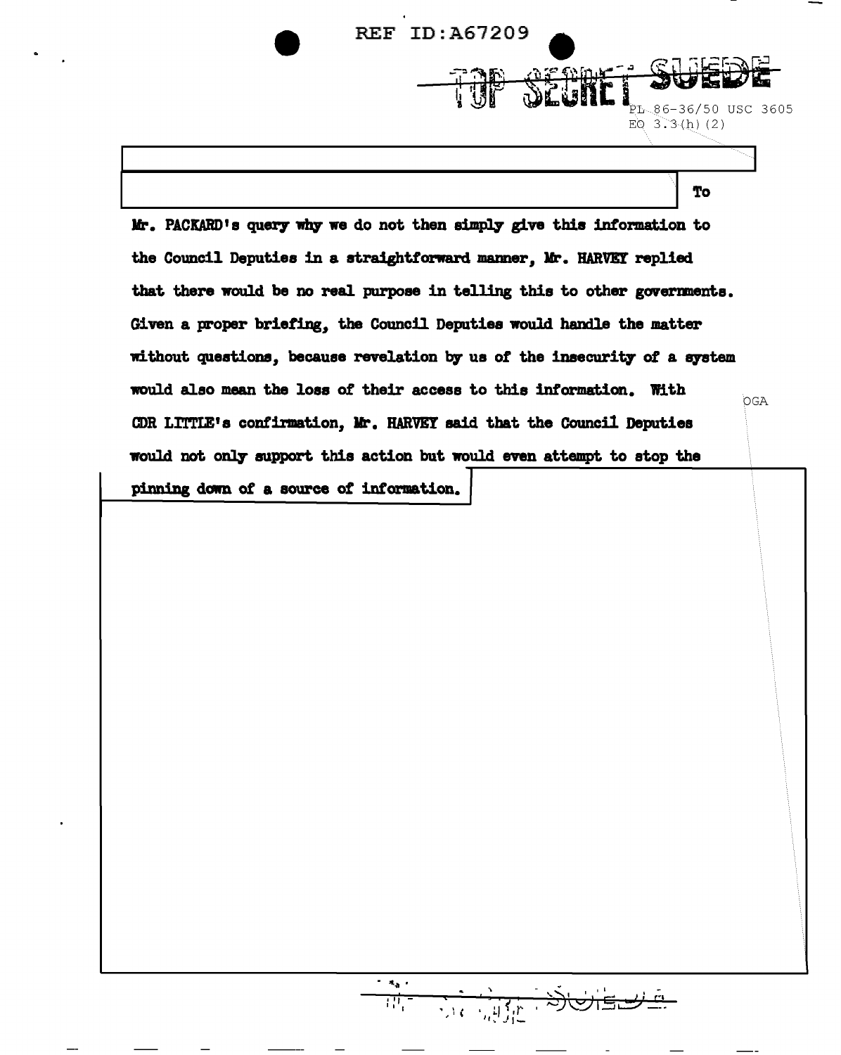TOP SECRET SUEDE

PL 86-36/50 USC 3605
EO 3.3(h)(2)

To Mr. PACKARD's query why we do not then simply give this information to the Council Deputies in a straightforward manner, Mr. HARVEY replied that there would be no real purpose in telling this to other governments. Given a proper briefing, the Council Deputies would handle the matter without questions, because revelation by us of the insecurity of a system would also mean the loss of their access to this information. With CDR LITTLE's confirmation, Mr. HARVEY said that the Council Deputies would not only support this action but would even attempt to stop the pinning down of a source of information.

OGA

TOP SECRET SUEDE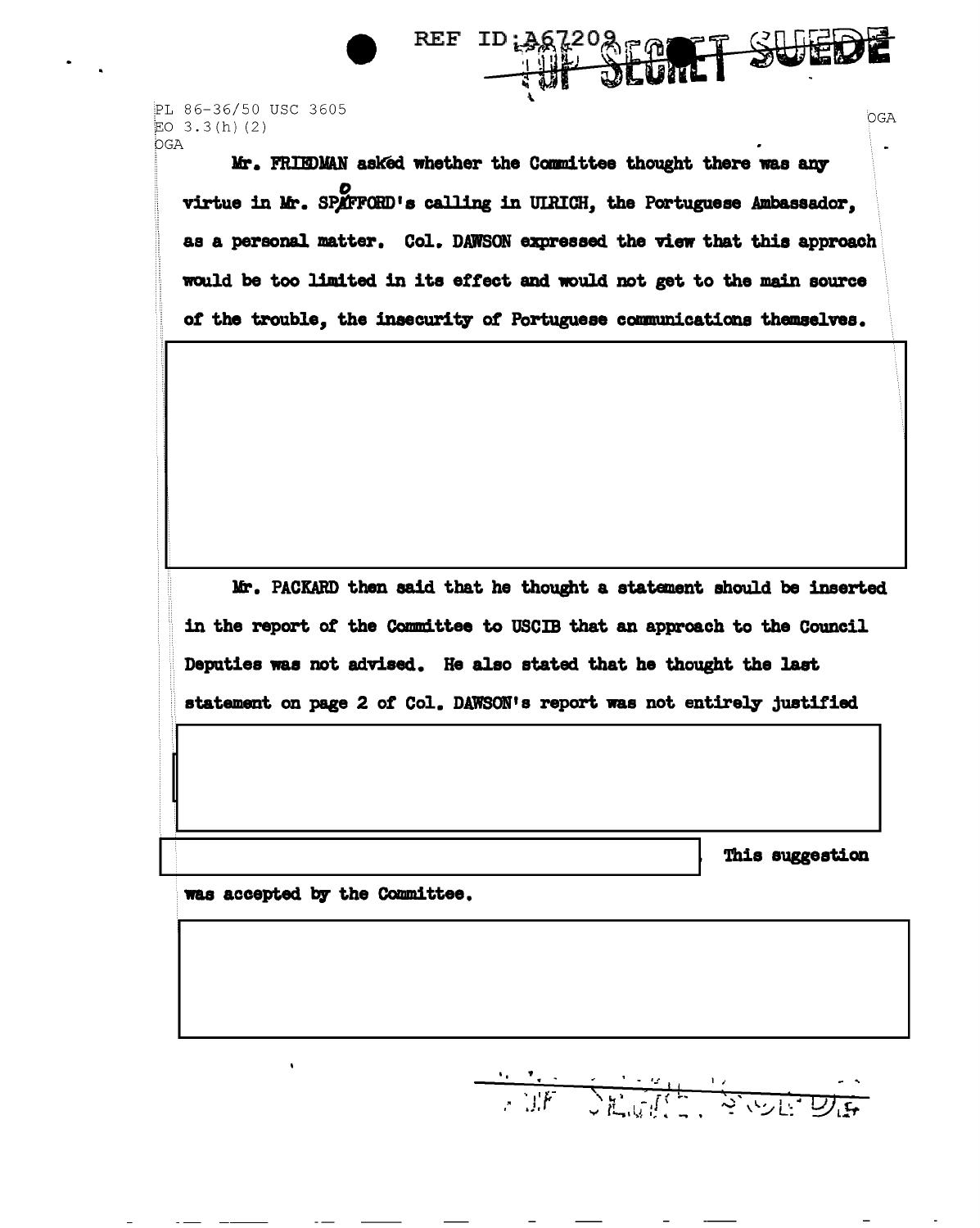PL 86-36/50 USC 3605
EO 3.3(h)(2)
OGA

OGA

Mr. FRIEDMAN asked whether the Committee thought there was any virtue in Mr. SPOFFORD's calling in ULRICH, the Portuguese Ambassador, as a personal matter. Col. DAWSON expressed the view that this approach would be too limited in its effect and would not get to the main source of the trouble, the insecurity of Portuguese communications themselves.

Mr. PACKARD then said that he thought a statement should be inserted in the report of the Committee to USCIB that an approach to the Council Deputies was not advised. He also stated that he thought the last statement on page 2 of Col. DAWSON's report was not entirely justified

This suggestion was accepted by the Committee.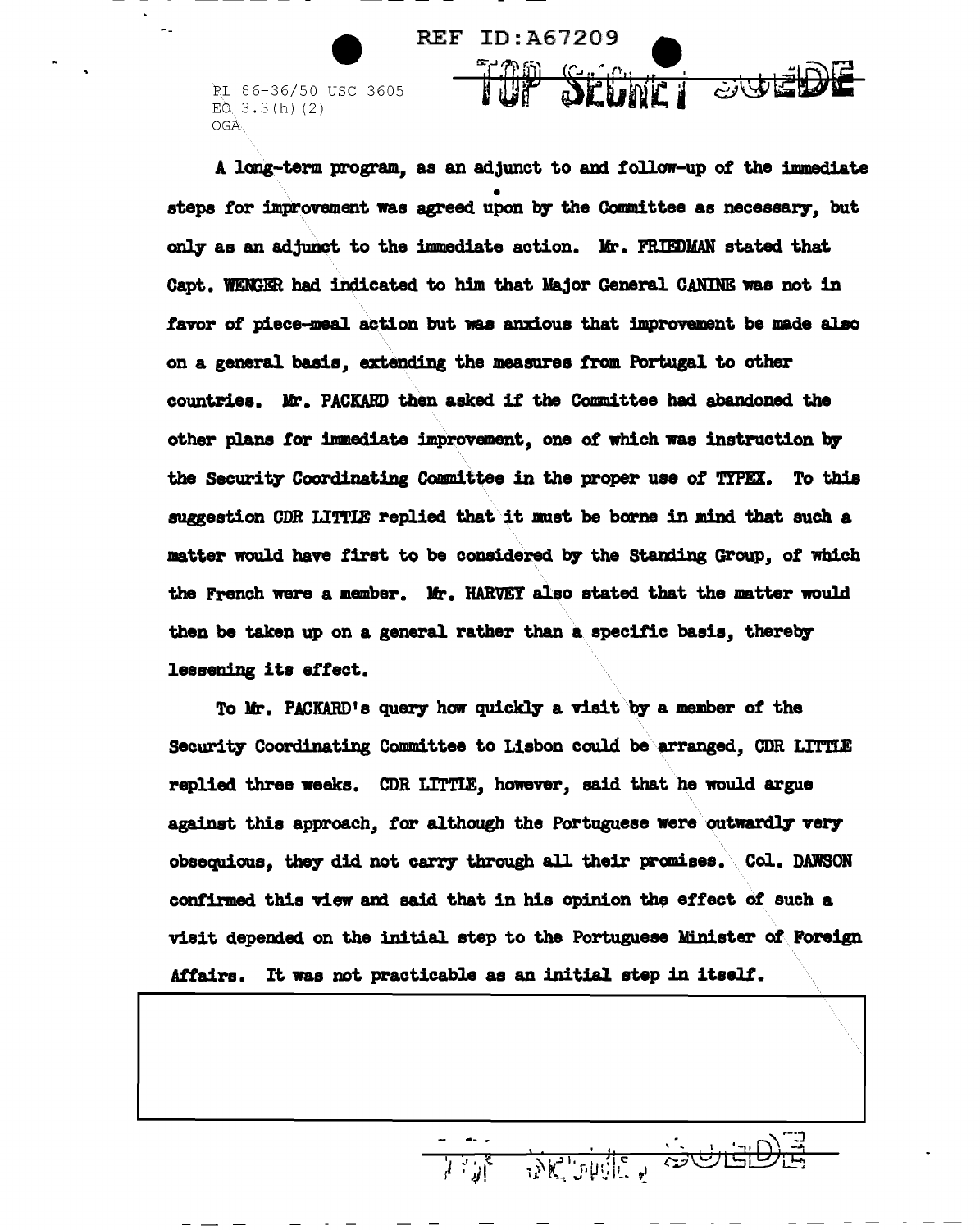A long-term program, as an adjunct to and follow-up of the immediate steps for improvement was agreed upon by the Committee as necessary, but only as an adjunct to the immediate action. Mr. FRIEDMAN stated that Capt. WENGER had indicated to him that Major General CANINE was not in favor of piece-meal action but was anxious that improvement be made also on a general basis, extending the measures from Portugal to other countries. Mr. PACKARD then asked if the Committee had abandoned the other plans for immediate improvement, one of which was instruction by the Security Coordinating Committee in the proper use of TYPEX. To this suggestion CDR LITTLE replied that it must be borne in mind that such a matter would have first to be considered by the Standing Group, of which the French were a member. Mr. HARVEY also stated that the matter would then be taken up on a general rather than a specific basis, thereby lessening its effect.

To Mr. PACKARD's query how quickly a visit by a member of the Security Coordinating Committee to Lisbon could be arranged, CDR LITTLE replied three weeks. CDR LITTLE, however, said that he would argue against this approach, for although the Portuguese were outwardly very obsequious, they did not carry through all their promises. Col. DAWSON confirmed this view and said that in his opinion the effect of such a visit depended on the initial step to the Portuguese Minister of Foreign Affairs. It was not practicable as an initial step in itself.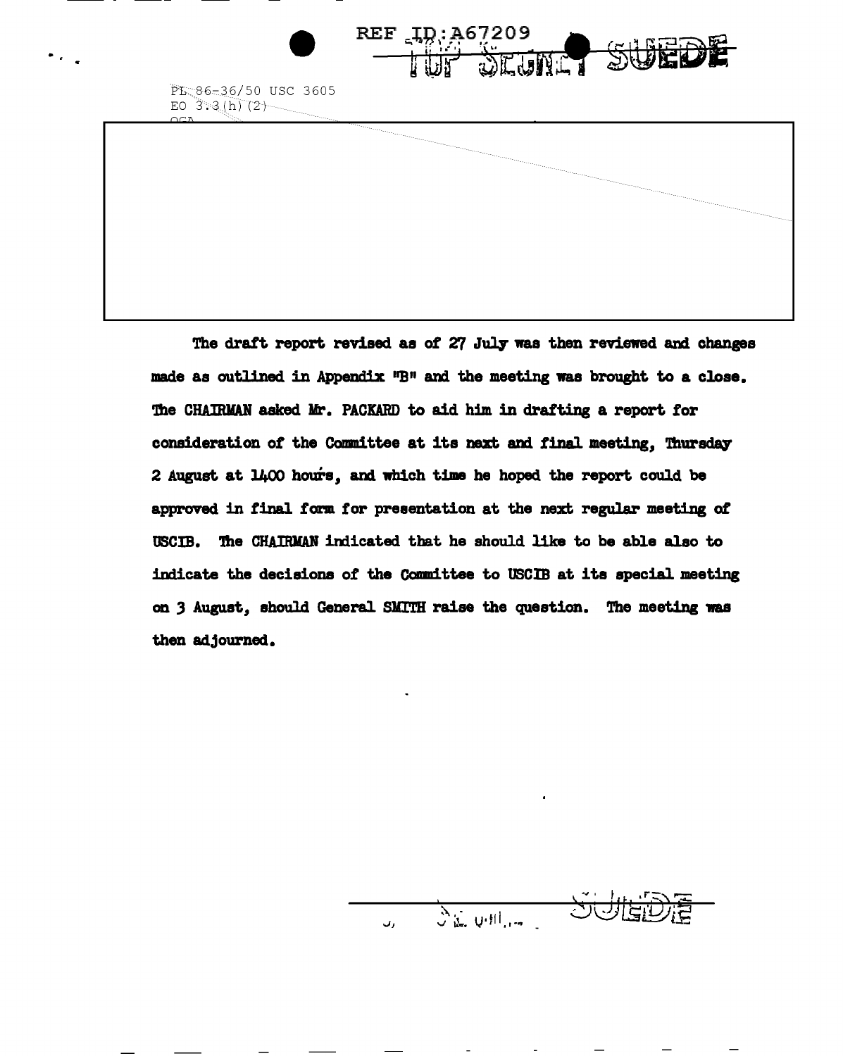PL 86-36/50 USC 3605
EO 3.3(h)(2)

The draft report revised as of 27 July was then reviewed and changes made as outlined in Appendix "B" and the meeting was brought to a close. The CHAIRMAN asked Mr. PACKARD to aid him in drafting a report for consideration of the Committee at its next and final meeting, Thursday 2 August at 1400 hours, and which time he hoped the report could be approved in final form for presentation at the next regular meeting of USCIB. The CHAIRMAN indicated that he should like to be able also to indicate the decisions of the Committee to USCIB at its special meeting on 3 August, should General SMITH raise the question. The meeting was then adjourned.